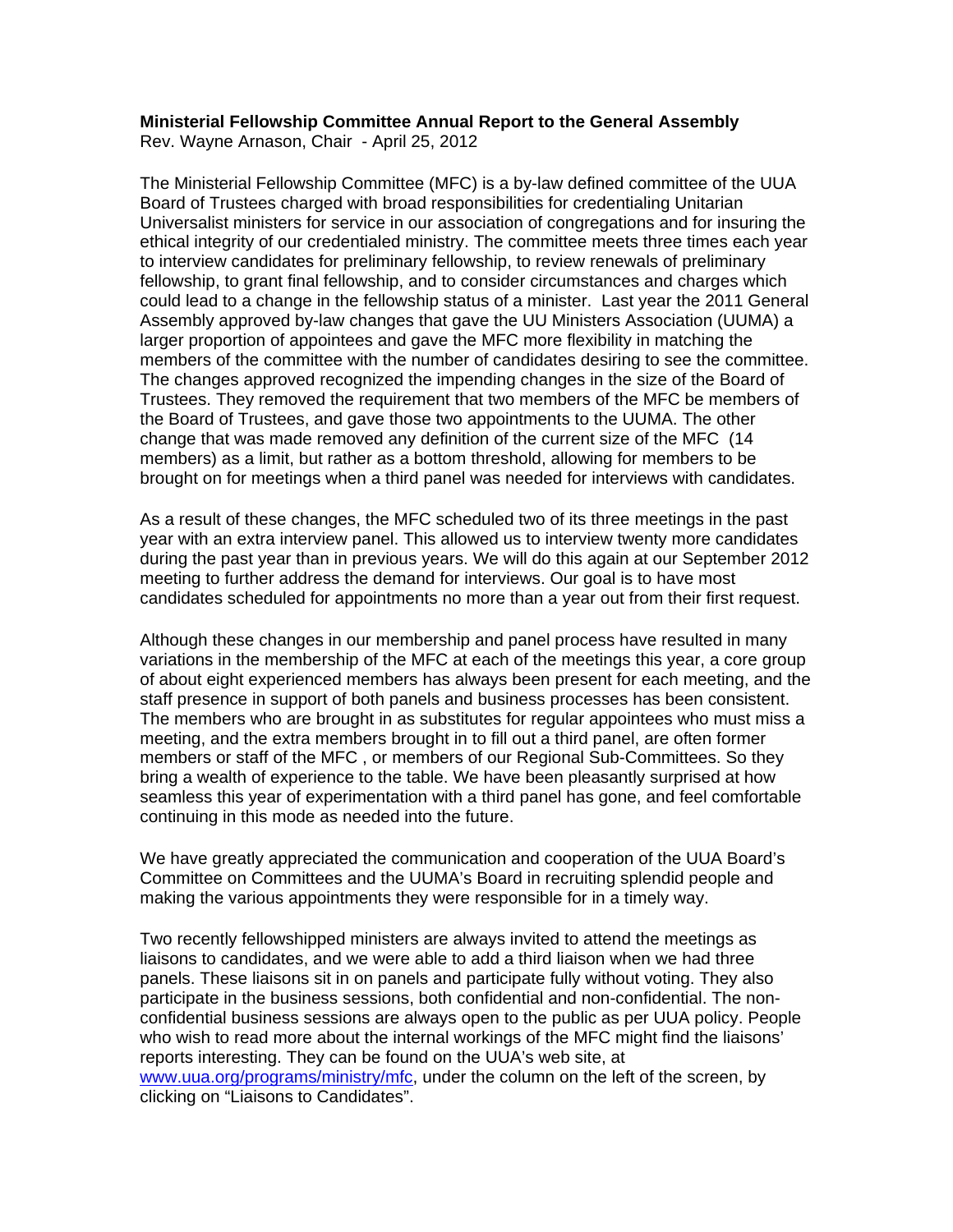**Ministerial Fellowship Committee Annual Report to the General Assembly**
Rev. Wayne Arnason, Chair - April 25, 2012

The Ministerial Fellowship Committee (MFC) is a by-law defined committee of the UUA Board of Trustees charged with broad responsibilities for credentialing Unitarian Universalist ministers for service in our association of congregations and for insuring the ethical integrity of our credentialed ministry. The committee meets three times each year to interview candidates for preliminary fellowship, to review renewals of preliminary fellowship, to grant final fellowship, and to consider circumstances and charges which could lead to a change in the fellowship status of a minister. Last year the 2011 General Assembly approved by-law changes that gave the UU Ministers Association (UUMA) a larger proportion of appointees and gave the MFC more flexibility in matching the members of the committee with the number of candidates desiring to see the committee. The changes approved recognized the impending changes in the size of the Board of Trustees. They removed the requirement that two members of the MFC be members of the Board of Trustees, and gave those two appointments to the UUMA. The other change that was made removed any definition of the current size of the MFC (14 members) as a limit, but rather as a bottom threshold, allowing for members to be brought on for meetings when a third panel was needed for interviews with candidates.

As a result of these changes, the MFC scheduled two of its three meetings in the past year with an extra interview panel. This allowed us to interview twenty more candidates during the past year than in previous years. We will do this again at our September 2012 meeting to further address the demand for interviews. Our goal is to have most candidates scheduled for appointments no more than a year out from their first request.

Although these changes in our membership and panel process have resulted in many variations in the membership of the MFC at each of the meetings this year, a core group of about eight experienced members has always been present for each meeting, and the staff presence in support of both panels and business processes has been consistent. The members who are brought in as substitutes for regular appointees who must miss a meeting, and the extra members brought in to fill out a third panel, are often former members or staff of the MFC , or members of our Regional Sub-Committees. So they bring a wealth of experience to the table. We have been pleasantly surprised at how seamless this year of experimentation with a third panel has gone, and feel comfortable continuing in this mode as needed into the future.

We have greatly appreciated the communication and cooperation of the UUA Board's Committee on Committees and the UUMA's Board in recruiting splendid people and making the various appointments they were responsible for in a timely way.

Two recently fellowshipped ministers are always invited to attend the meetings as liaisons to candidates, and we were able to add a third liaison when we had three panels. These liaisons sit in on panels and participate fully without voting. They also participate in the business sessions, both confidential and non-confidential. The non-confidential business sessions are always open to the public as per UUA policy. People who wish to read more about the internal workings of the MFC might find the liaisons' reports interesting. They can be found on the UUA's web site, at www.uua.org/programs/ministry/mfc, under the column on the left of the screen, by clicking on "Liaisons to Candidates".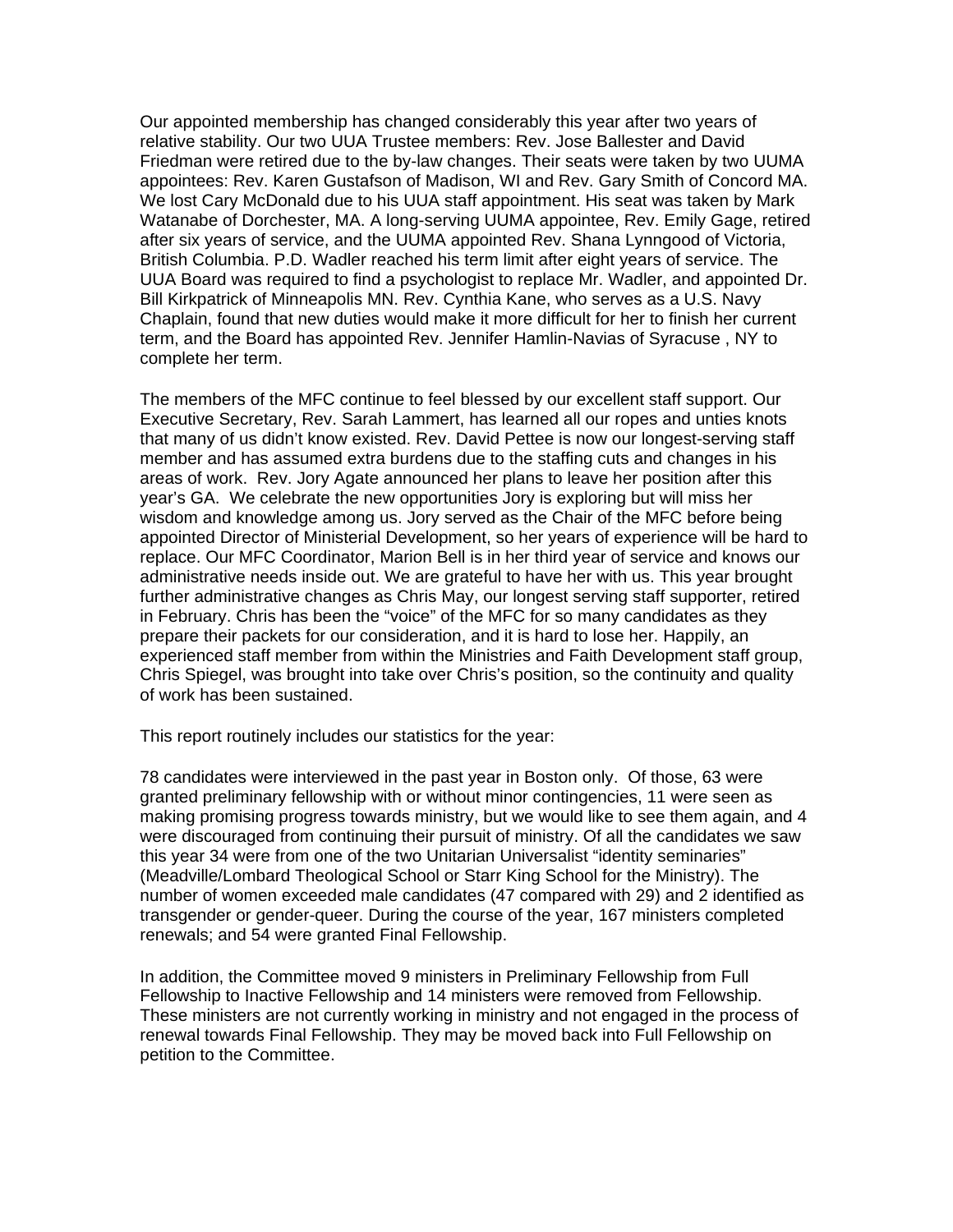Our appointed membership has changed considerably this year after two years of relative stability. Our two UUA Trustee members: Rev. Jose Ballester and David Friedman were retired due to the by-law changes. Their seats were taken by two UUMA appointees: Rev. Karen Gustafson of Madison, WI and Rev. Gary Smith of Concord MA. We lost Cary McDonald due to his UUA staff appointment. His seat was taken by Mark Watanabe of Dorchester, MA. A long-serving UUMA appointee, Rev. Emily Gage, retired after six years of service, and the UUMA appointed Rev. Shana Lynngood of Victoria, British Columbia. P.D. Wadler reached his term limit after eight years of service. The UUA Board was required to find a psychologist to replace Mr. Wadler, and appointed Dr. Bill Kirkpatrick of Minneapolis MN. Rev. Cynthia Kane, who serves as a U.S. Navy Chaplain, found that new duties would make it more difficult for her to finish her current term, and the Board has appointed Rev. Jennifer Hamlin-Navias of Syracuse , NY to complete her term.

The members of the MFC continue to feel blessed by our excellent staff support. Our Executive Secretary, Rev. Sarah Lammert, has learned all our ropes and unties knots that many of us didn't know existed. Rev. David Pettee is now our longest-serving staff member and has assumed extra burdens due to the staffing cuts and changes in his areas of work. Rev. Jory Agate announced her plans to leave her position after this year's GA. We celebrate the new opportunities Jory is exploring but will miss her wisdom and knowledge among us. Jory served as the Chair of the MFC before being appointed Director of Ministerial Development, so her years of experience will be hard to replace. Our MFC Coordinator, Marion Bell is in her third year of service and knows our administrative needs inside out. We are grateful to have her with us. This year brought further administrative changes as Chris May, our longest serving staff supporter, retired in February. Chris has been the "voice" of the MFC for so many candidates as they prepare their packets for our consideration, and it is hard to lose her. Happily, an experienced staff member from within the Ministries and Faith Development staff group, Chris Spiegel, was brought into take over Chris's position, so the continuity and quality of work has been sustained.

This report routinely includes our statistics for the year:

78 candidates were interviewed in the past year in Boston only. Of those, 63 were granted preliminary fellowship with or without minor contingencies, 11 were seen as making promising progress towards ministry, but we would like to see them again, and 4 were discouraged from continuing their pursuit of ministry. Of all the candidates we saw this year 34 were from one of the two Unitarian Universalist "identity seminaries" (Meadville/Lombard Theological School or Starr King School for the Ministry). The number of women exceeded male candidates (47 compared with 29) and 2 identified as transgender or gender-queer. During the course of the year, 167 ministers completed renewals; and 54 were granted Final Fellowship.

In addition, the Committee moved 9 ministers in Preliminary Fellowship from Full Fellowship to Inactive Fellowship and 14 ministers were removed from Fellowship. These ministers are not currently working in ministry and not engaged in the process of renewal towards Final Fellowship. They may be moved back into Full Fellowship on petition to the Committee.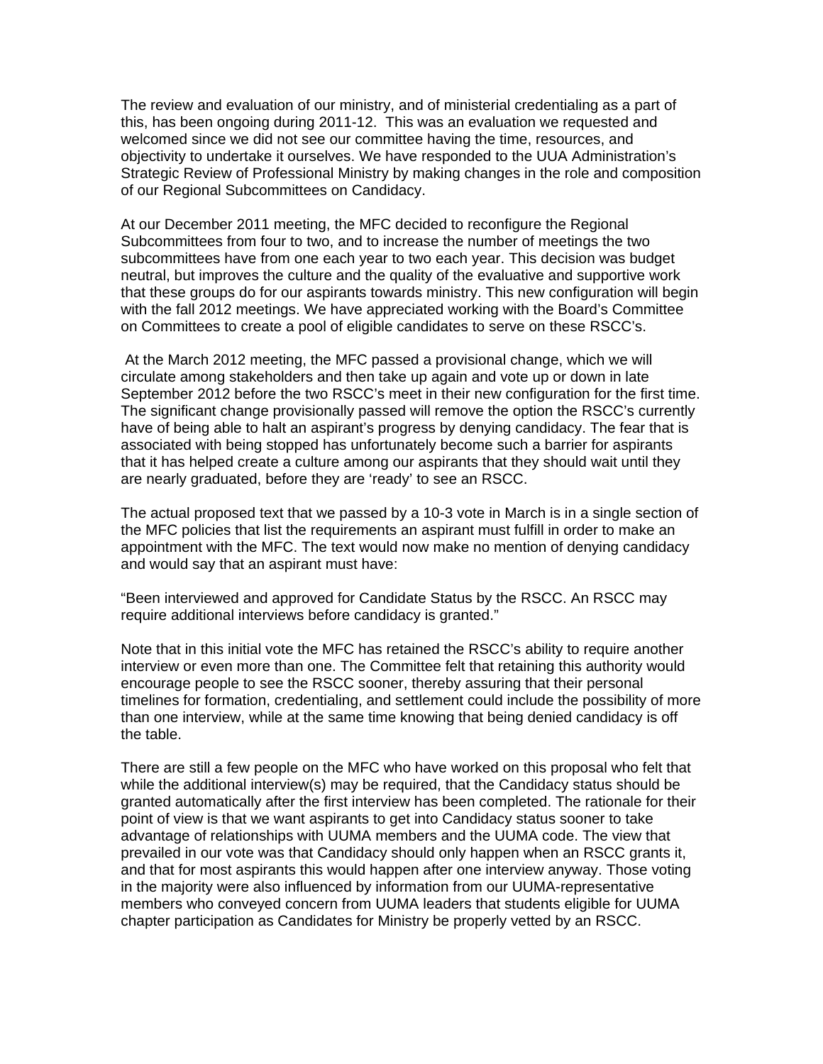The review and evaluation of our ministry, and of ministerial credentialing as a part of this, has been ongoing during 2011-12. This was an evaluation we requested and welcomed since we did not see our committee having the time, resources, and objectivity to undertake it ourselves. We have responded to the UUA Administration's Strategic Review of Professional Ministry by making changes in the role and composition of our Regional Subcommittees on Candidacy.

At our December 2011 meeting, the MFC decided to reconfigure the Regional Subcommittees from four to two, and to increase the number of meetings the two subcommittees have from one each year to two each year. This decision was budget neutral, but improves the culture and the quality of the evaluative and supportive work that these groups do for our aspirants towards ministry. This new configuration will begin with the fall 2012 meetings. We have appreciated working with the Board's Committee on Committees to create a pool of eligible candidates to serve on these RSCC's.

At the March 2012 meeting, the MFC passed a provisional change, which we will circulate among stakeholders and then take up again and vote up or down in late September 2012 before the two RSCC's meet in their new configuration for the first time. The significant change provisionally passed will remove the option the RSCC's currently have of being able to halt an aspirant's progress by denying candidacy. The fear that is associated with being stopped has unfortunately become such a barrier for aspirants that it has helped create a culture among our aspirants that they should wait until they are nearly graduated, before they are 'ready' to see an RSCC.

The actual proposed text that we passed by a 10-3 vote in March is in a single section of the MFC policies that list the requirements an aspirant must fulfill in order to make an appointment with the MFC. The text would now make no mention of denying candidacy and would say that an aspirant must have:

"Been interviewed and approved for Candidate Status by the RSCC. An RSCC may require additional interviews before candidacy is granted."

Note that in this initial vote the MFC has retained the RSCC's ability to require another interview or even more than one. The Committee felt that retaining this authority would encourage people to see the RSCC sooner, thereby assuring that their personal timelines for formation, credentialing, and settlement could include the possibility of more than one interview, while at the same time knowing that being denied candidacy is off the table.

There are still a few people on the MFC who have worked on this proposal who felt that while the additional interview(s) may be required, that the Candidacy status should be granted automatically after the first interview has been completed. The rationale for their point of view is that we want aspirants to get into Candidacy status sooner to take advantage of relationships with UUMA members and the UUMA code. The view that prevailed in our vote was that Candidacy should only happen when an RSCC grants it, and that for most aspirants this would happen after one interview anyway. Those voting in the majority were also influenced by information from our UUMA-representative members who conveyed concern from UUMA leaders that students eligible for UUMA chapter participation as Candidates for Ministry be properly vetted by an RSCC.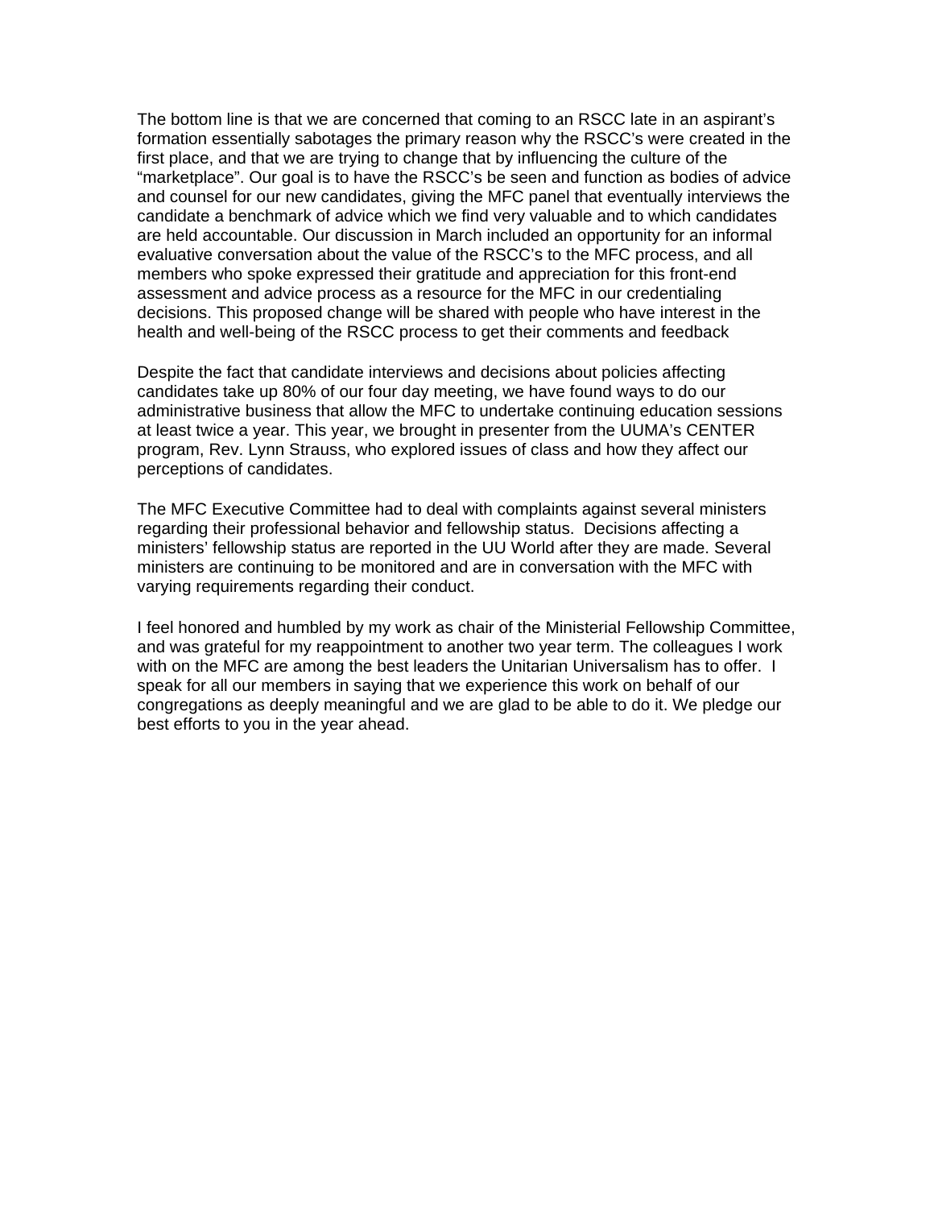The bottom line is that we are concerned that coming to an RSCC late in an aspirant's formation essentially sabotages the primary reason why the RSCC's were created in the first place, and that we are trying to change that by influencing the culture of the "marketplace". Our goal is to have the RSCC's be seen and function as bodies of advice and counsel for our new candidates, giving the MFC panel that eventually interviews the candidate a benchmark of advice which we find very valuable and to which candidates are held accountable. Our discussion in March included an opportunity for an informal evaluative conversation about the value of the RSCC's to the MFC process, and all members who spoke expressed their gratitude and appreciation for this front-end assessment and advice process as a resource for the MFC in our credentialing decisions. This proposed change will be shared with people who have interest in the health and well-being of the RSCC process to get their comments and feedback

Despite the fact that candidate interviews and decisions about policies affecting candidates take up 80% of our four day meeting, we have found ways to do our administrative business that allow the MFC to undertake continuing education sessions at least twice a year. This year, we brought in presenter from the UUMA's CENTER program, Rev. Lynn Strauss, who explored issues of class and how they affect our perceptions of candidates.

The MFC Executive Committee had to deal with complaints against several ministers regarding their professional behavior and fellowship status. Decisions affecting a ministers' fellowship status are reported in the UU World after they are made. Several ministers are continuing to be monitored and are in conversation with the MFC with varying requirements regarding their conduct.

I feel honored and humbled by my work as chair of the Ministerial Fellowship Committee, and was grateful for my reappointment to another two year term. The colleagues I work with on the MFC are among the best leaders the Unitarian Universalism has to offer. I speak for all our members in saying that we experience this work on behalf of our congregations as deeply meaningful and we are glad to be able to do it. We pledge our best efforts to you in the year ahead.